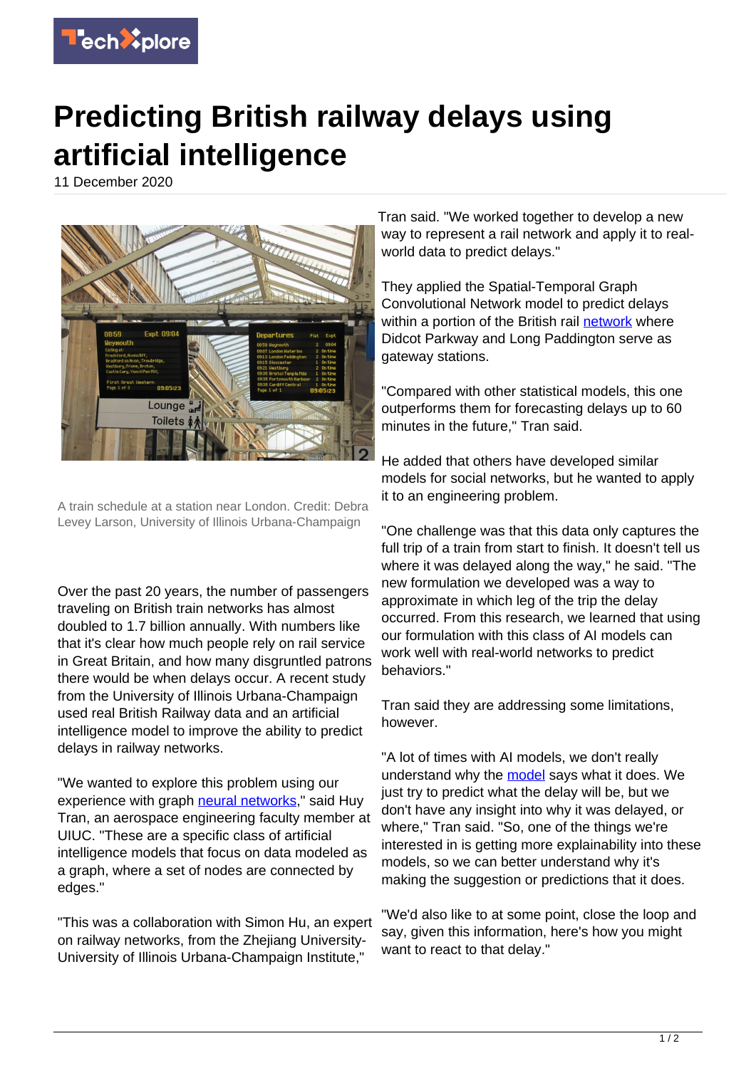# Predicting British railway delays using artificial intelligence

11 December 2020

A train schedule at a station near London. Credit: Debra Levey Larson, University of Illinois Urbana-Champaign

Over the past 20 years, the number of passengers traveling on British train networks has almost doubled to 1.7 billion annually. With numbers like that it's clear how much people rely on rail service in Great Britain, and how many disgruntled patrons there would be when delays occur. A recent study from the University of Illinois Urbana-Champaign used real British Railway data and an artificial intelligence model to improve the ability to predict delays in railway networks.

"We wanted to explore this problem using our experience with graph neural networks," said Huy Tran, an aerospace engineering faculty member at UIUC. "These are a specific class of artificial intelligence models that focus on data modeled as a graph, where a set of nodes are connected by edges."

"This was a collaboration with Simon Hu, an expert on railway networks, from the Zhejiang University-University of Illinois Urbana-Champaign Institute," Tran said. "We worked together to develop a new way to represent a rail network and apply it to real-world data to predict delays."

They applied the Spatial-Temporal Graph Convolutional Network model to predict delays within a portion of the British rail network where Didcot Parkway and Long Paddington serve as gateway stations.

"Compared with other statistical models, this one outperforms them for forecasting delays up to 60 minutes in the future," Tran said.

He added that others have developed similar models for social networks, but he wanted to apply it to an engineering problem.

"One challenge was that this data only captures the full trip of a train from start to finish. It doesn't tell us where it was delayed along the way," he said. "The new formulation we developed was a way to approximate in which leg of the trip the delay occurred. From this research, we learned that using our formulation with this class of AI models can work well with real-world networks to predict behaviors."

Tran said they are addressing some limitations, however.

"A lot of times with AI models, we don't really understand why the model says what it does. We just try to predict what the delay will be, but we don't have any insight into why it was delayed, or where," Tran said. "So, one of the things we're interested in is getting more explainability into these models, so we can better understand why it's making the suggestion or predictions that it does.

"We'd also like to at some point, close the loop and say, given this information, here's how you might want to react to that delay."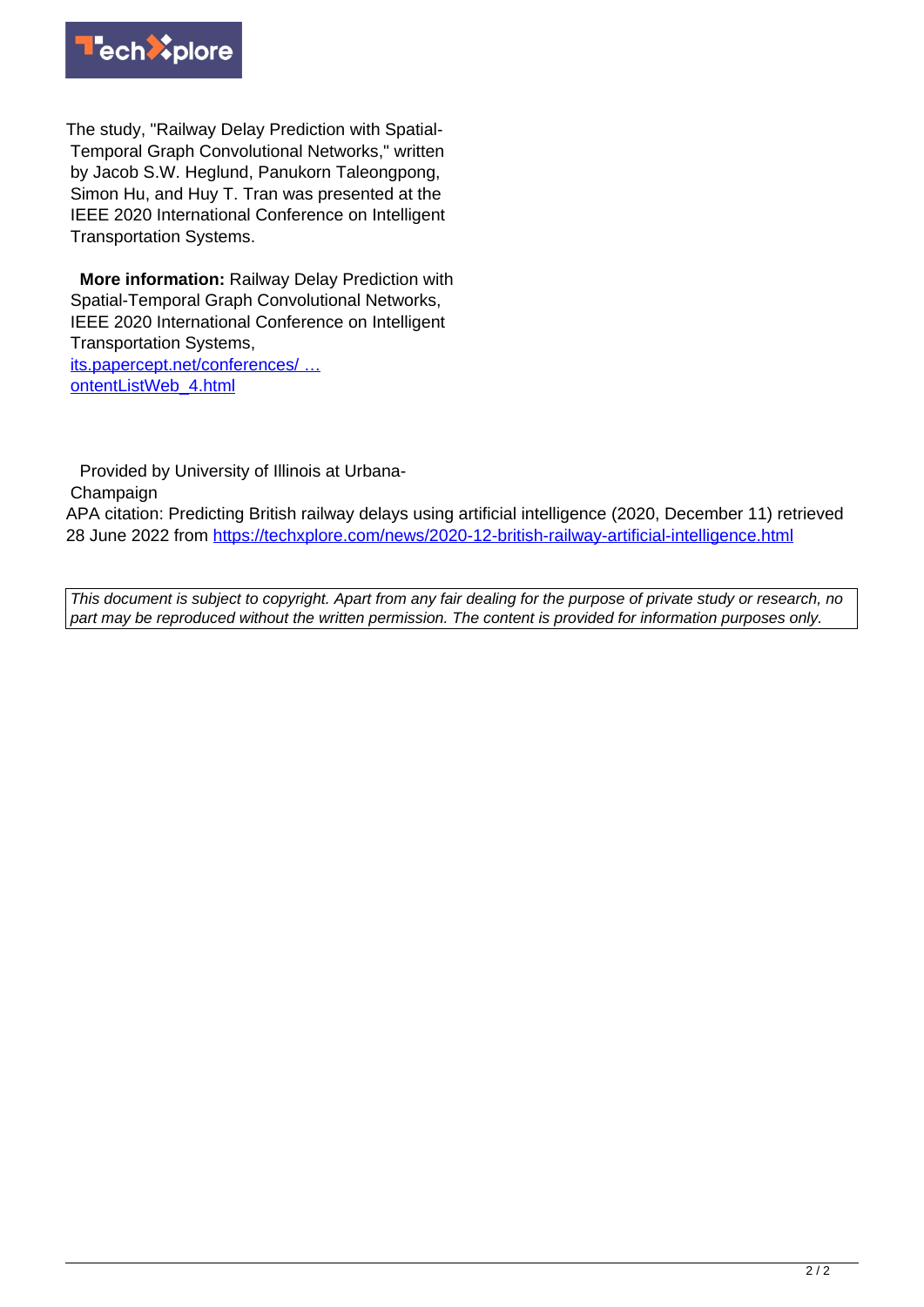The study, "Railway Delay Prediction with Spatial-Temporal Graph Convolutional Networks," written by Jacob S.W. Heglund, Panukorn Taleongpong, Simon Hu, and Huy T. Tran was presented at the IEEE 2020 International Conference on Intelligent Transportation Systems.

**More information:** Railway Delay Prediction with Spatial-Temporal Graph Convolutional Networks, IEEE 2020 International Conference on Intelligent Transportation Systems, its.papercept.net/conferences/ … ontentListWeb_4.html

Provided by University of Illinois at Urbana-Champaign

APA citation: Predicting British railway delays using artificial intelligence (2020, December 11) retrieved 28 June 2022 from https://techxplore.com/news/2020-12-british-railway-artificial-intelligence.html

*This document is subject to copyright. Apart from any fair dealing for the purpose of private study or research, no part may be reproduced without the written permission. The content is provided for information purposes only.*